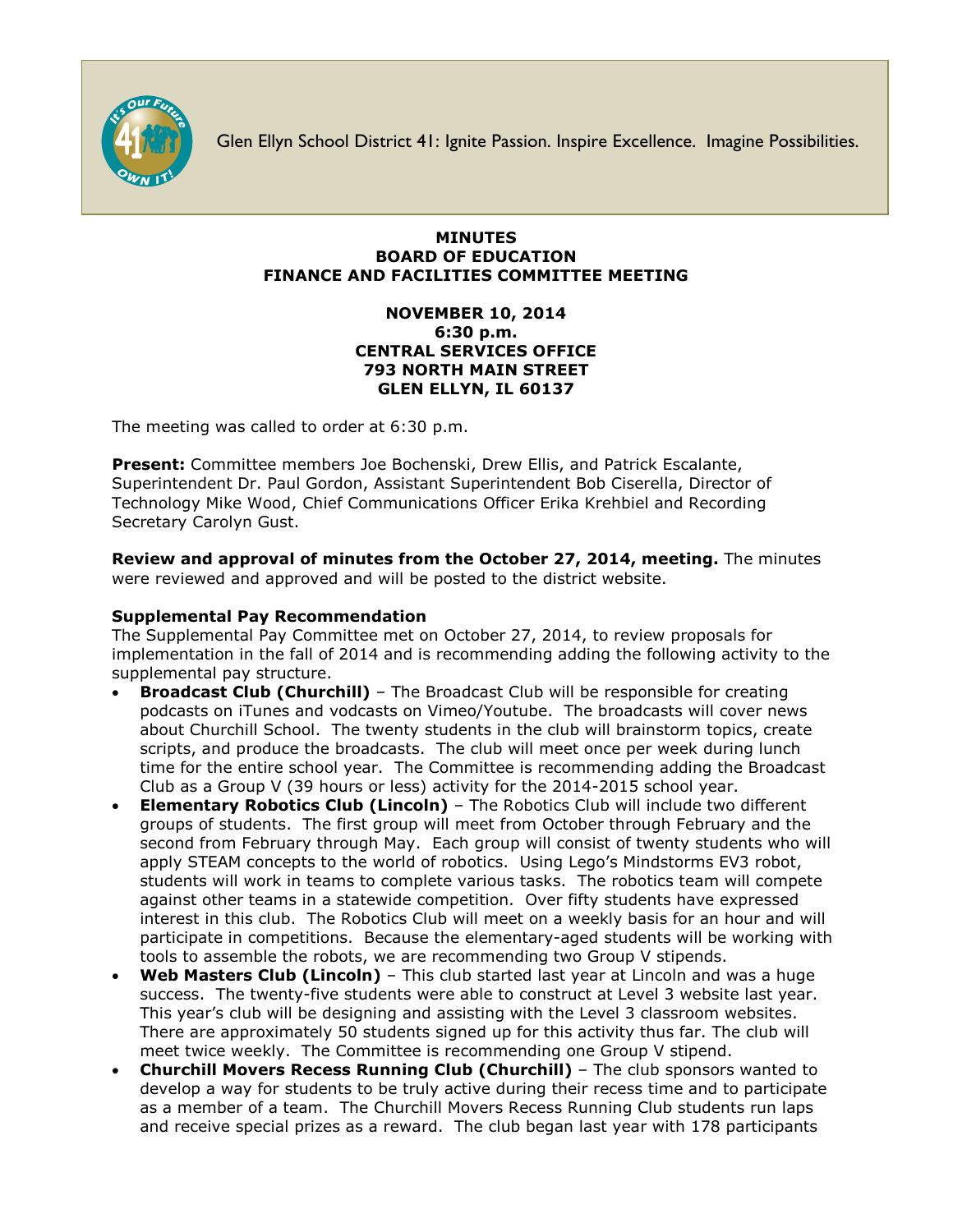Glen Ellyn School District 41: Ignite Passion. Inspire Excellence. Imagine Possibilities.

**MINUTES**
**BOARD OF EDUCATION**
**FINANCE AND FACILITIES COMMITTEE MEETING**

**NOVEMBER 10, 2014**
**6:30 p.m.**
**CENTRAL SERVICES OFFICE**
**793 NORTH MAIN STREET**
**GLEN ELLYN, IL 60137**

The meeting was called to order at 6:30 p.m.

**Present:** Committee members Joe Bochenski, Drew Ellis, and Patrick Escalante, Superintendent Dr. Paul Gordon, Assistant Superintendent Bob Ciserella, Director of Technology Mike Wood, Chief Communications Officer Erika Krehbiel and Recording Secretary Carolyn Gust.

**Review and approval of minutes from the October 27, 2014, meeting.** The minutes were reviewed and approved and will be posted to the district website.

**Supplemental Pay Recommendation**

The Supplemental Pay Committee met on October 27, 2014, to review proposals for implementation in the fall of 2014 and is recommending adding the following activity to the supplemental pay structure.

- **Broadcast Club (Churchill)** – The Broadcast Club will be responsible for creating podcasts on iTunes and vodcasts on Vimeo/Youtube. The broadcasts will cover news about Churchill School. The twenty students in the club will brainstorm topics, create scripts, and produce the broadcasts. The club will meet once per week during lunch time for the entire school year. The Committee is recommending adding the Broadcast Club as a Group V (39 hours or less) activity for the 2014-2015 school year.
- **Elementary Robotics Club (Lincoln)** – The Robotics Club will include two different groups of students. The first group will meet from October through February and the second from February through May. Each group will consist of twenty students who will apply STEAM concepts to the world of robotics. Using Lego's Mindstorms EV3 robot, students will work in teams to complete various tasks. The robotics team will compete against other teams in a statewide competition. Over fifty students have expressed interest in this club. The Robotics Club will meet on a weekly basis for an hour and will participate in competitions. Because the elementary-aged students will be working with tools to assemble the robots, we are recommending two Group V stipends.
- **Web Masters Club (Lincoln)** – This club started last year at Lincoln and was a huge success. The twenty-five students were able to construct at Level 3 website last year. This year's club will be designing and assisting with the Level 3 classroom websites. There are approximately 50 students signed up for this activity thus far. The club will meet twice weekly. The Committee is recommending one Group V stipend.
- **Churchill Movers Recess Running Club (Churchill)** – The club sponsors wanted to develop a way for students to be truly active during their recess time and to participate as a member of a team. The Churchill Movers Recess Running Club students run laps and receive special prizes as a reward. The club began last year with 178 participants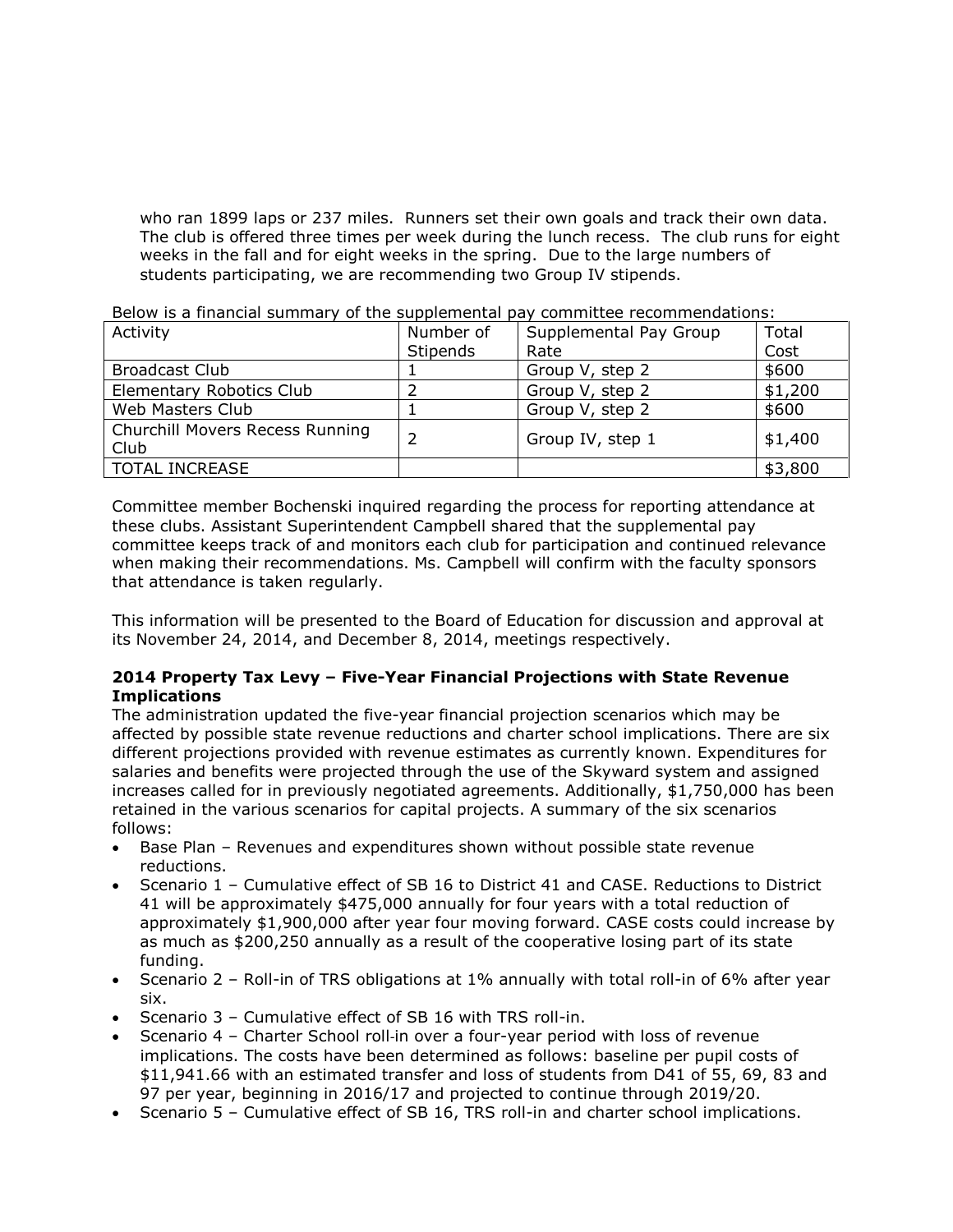who ran 1899 laps or 237 miles. Runners set their own goals and track their own data. The club is offered three times per week during the lunch recess. The club runs for eight weeks in the fall and for eight weeks in the spring. Due to the large numbers of students participating, we are recommending two Group IV stipends.

Below is a financial summary of the supplemental pay committee recommendations:

| Activity | Number of Stipends | Supplemental Pay Group Rate | Total Cost |
|---|---|---|---|
| Broadcast Club | 1 | Group V, step 2 | $600 |
| Elementary Robotics Club | 2 | Group V, step 2 | $1,200 |
| Web Masters Club | 1 | Group V, step 2 | $600 |
| Churchill Movers Recess Running Club | 2 | Group IV, step 1 | $1,400 |
| TOTAL INCREASE | | | $3,800 |

Committee member Bochenski inquired regarding the process for reporting attendance at these clubs. Assistant Superintendent Campbell shared that the supplemental pay committee keeps track of and monitors each club for participation and continued relevance when making their recommendations. Ms. Campbell will confirm with the faculty sponsors that attendance is taken regularly.

This information will be presented to the Board of Education for discussion and approval at its November 24, 2014, and December 8, 2014, meetings respectively.

**2014 Property Tax Levy – Five-Year Financial Projections with State Revenue Implications**

The administration updated the five-year financial projection scenarios which may be affected by possible state revenue reductions and charter school implications. There are six different projections provided with revenue estimates as currently known. Expenditures for salaries and benefits were projected through the use of the Skyward system and assigned increases called for in previously negotiated agreements. Additionally, $1,750,000 has been retained in the various scenarios for capital projects. A summary of the six scenarios follows:

- Base Plan – Revenues and expenditures shown without possible state revenue reductions.
- Scenario 1 – Cumulative effect of SB 16 to District 41 and CASE. Reductions to District 41 will be approximately $475,000 annually for four years with a total reduction of approximately $1,900,000 after year four moving forward. CASE costs could increase by as much as $200,250 annually as a result of the cooperative losing part of its state funding.
- Scenario 2 – Roll-in of TRS obligations at 1% annually with total roll-in of 6% after year six.
- Scenario 3 – Cumulative effect of SB 16 with TRS roll-in.
- Scenario 4 – Charter School roll-in over a four-year period with loss of revenue implications. The costs have been determined as follows: baseline per pupil costs of $11,941.66 with an estimated transfer and loss of students from D41 of 55, 69, 83 and 97 per year, beginning in 2016/17 and projected to continue through 2019/20.
- Scenario 5 – Cumulative effect of SB 16, TRS roll-in and charter school implications.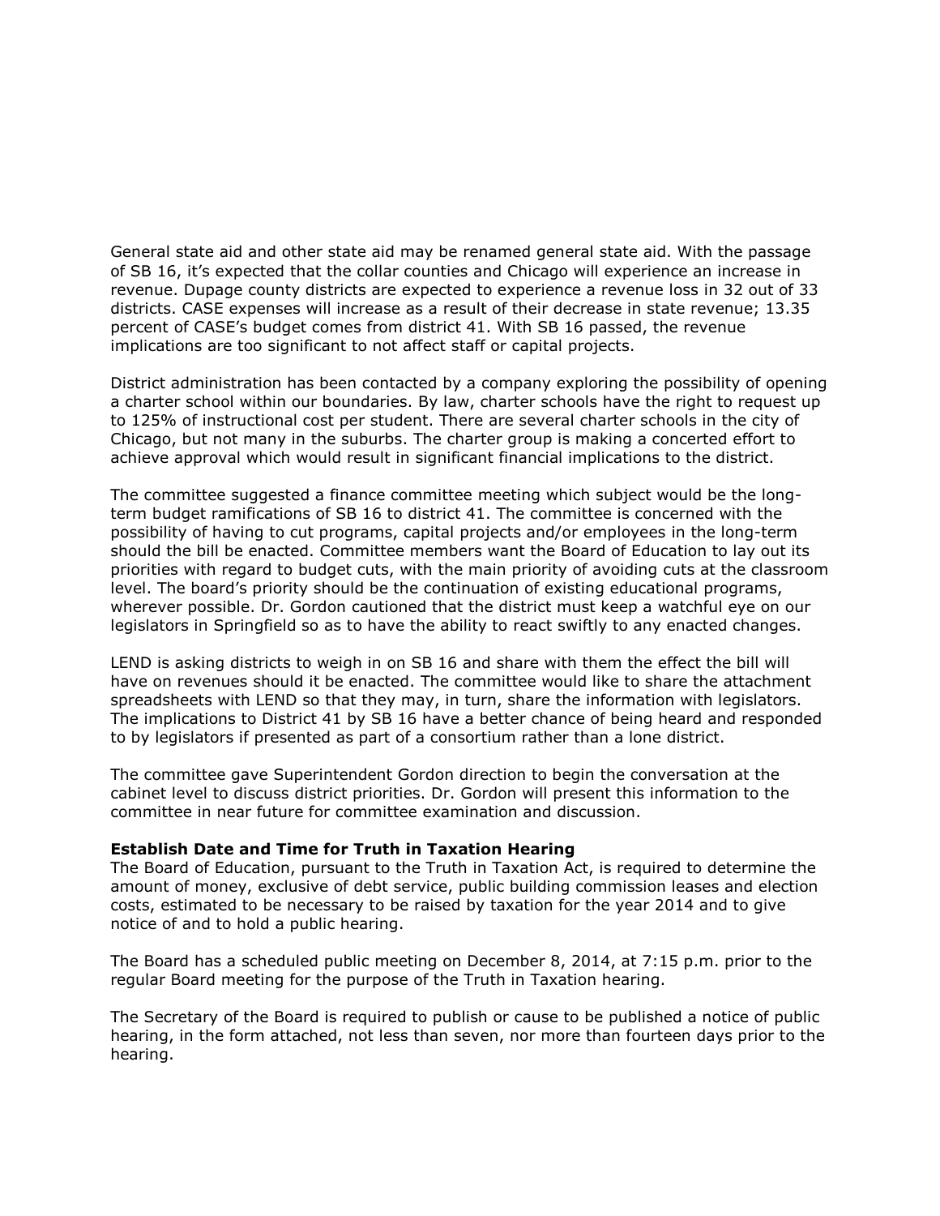General state aid and other state aid may be renamed general state aid. With the passage of SB 16, it's expected that the collar counties and Chicago will experience an increase in revenue. Dupage county districts are expected to experience a revenue loss in 32 out of 33 districts. CASE expenses will increase as a result of their decrease in state revenue; 13.35 percent of CASE's budget comes from district 41. With SB 16 passed, the revenue implications are too significant to not affect staff or capital projects.

District administration has been contacted by a company exploring the possibility of opening a charter school within our boundaries. By law, charter schools have the right to request up to 125% of instructional cost per student. There are several charter schools in the city of Chicago, but not many in the suburbs. The charter group is making a concerted effort to achieve approval which would result in significant financial implications to the district.

The committee suggested a finance committee meeting which subject would be the long-term budget ramifications of SB 16 to district 41. The committee is concerned with the possibility of having to cut programs, capital projects and/or employees in the long-term should the bill be enacted. Committee members want the Board of Education to lay out its priorities with regard to budget cuts, with the main priority of avoiding cuts at the classroom level. The board's priority should be the continuation of existing educational programs, wherever possible. Dr. Gordon cautioned that the district must keep a watchful eye on our legislators in Springfield so as to have the ability to react swiftly to any enacted changes.

LEND is asking districts to weigh in on SB 16 and share with them the effect the bill will have on revenues should it be enacted. The committee would like to share the attachment spreadsheets with LEND so that they may, in turn, share the information with legislators. The implications to District 41 by SB 16 have a better chance of being heard and responded to by legislators if presented as part of a consortium rather than a lone district.

The committee gave Superintendent Gordon direction to begin the conversation at the cabinet level to discuss district priorities. Dr. Gordon will present this information to the committee in near future for committee examination and discussion.

**Establish Date and Time for Truth in Taxation Hearing**

The Board of Education, pursuant to the Truth in Taxation Act, is required to determine the amount of money, exclusive of debt service, public building commission leases and election costs, estimated to be necessary to be raised by taxation for the year 2014 and to give notice of and to hold a public hearing.

The Board has a scheduled public meeting on December 8, 2014, at 7:15 p.m. prior to the regular Board meeting for the purpose of the Truth in Taxation hearing.

The Secretary of the Board is required to publish or cause to be published a notice of public hearing, in the form attached, not less than seven, nor more than fourteen days prior to the hearing.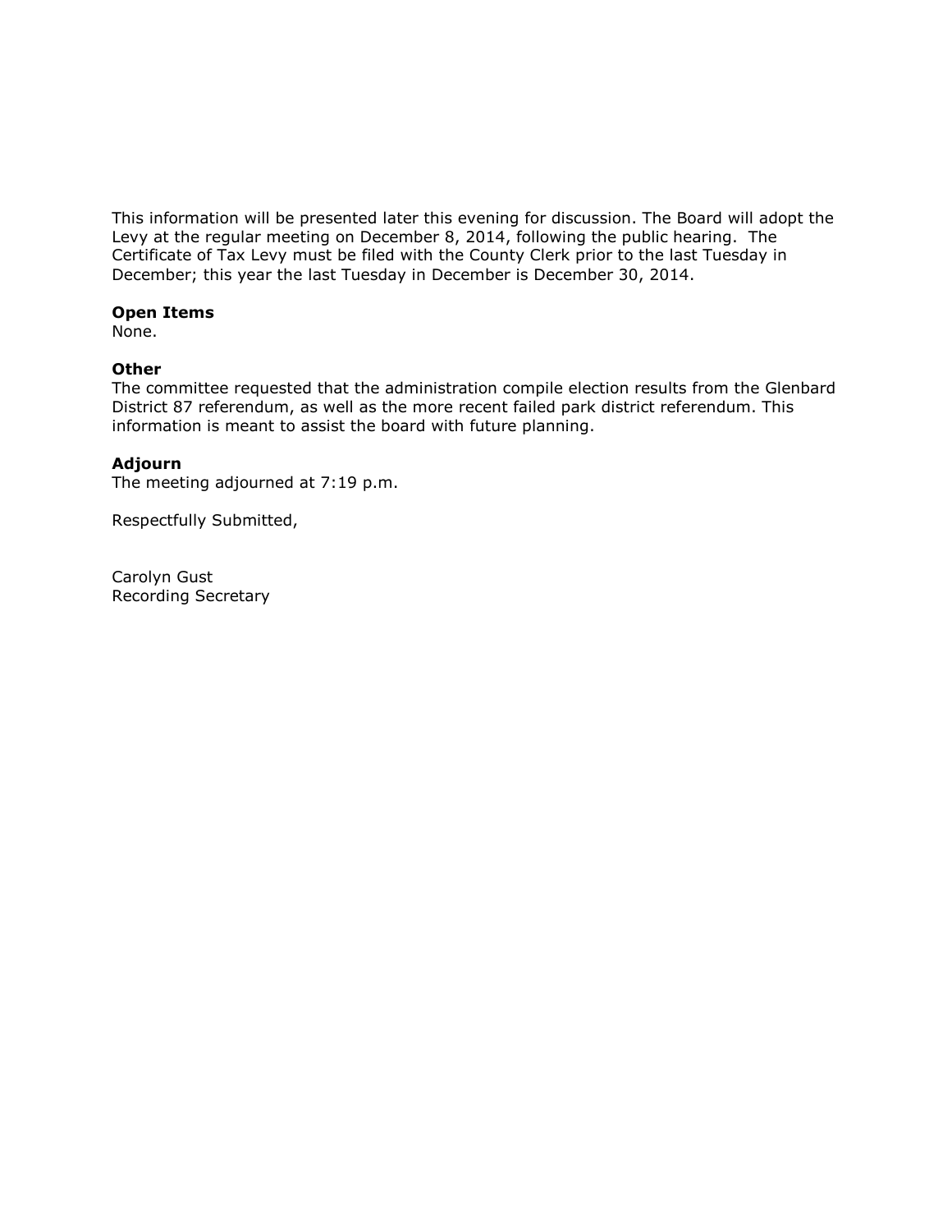This information will be presented later this evening for discussion. The Board will adopt the Levy at the regular meeting on December 8, 2014, following the public hearing. The Certificate of Tax Levy must be filed with the County Clerk prior to the last Tuesday in December; this year the last Tuesday in December is December 30, 2014.

**Open Items**
None.

**Other**
The committee requested that the administration compile election results from the Glenbard District 87 referendum, as well as the more recent failed park district referendum. This information is meant to assist the board with future planning.

**Adjourn**
The meeting adjourned at 7:19 p.m.

Respectfully Submitted,

Carolyn Gust
Recording Secretary